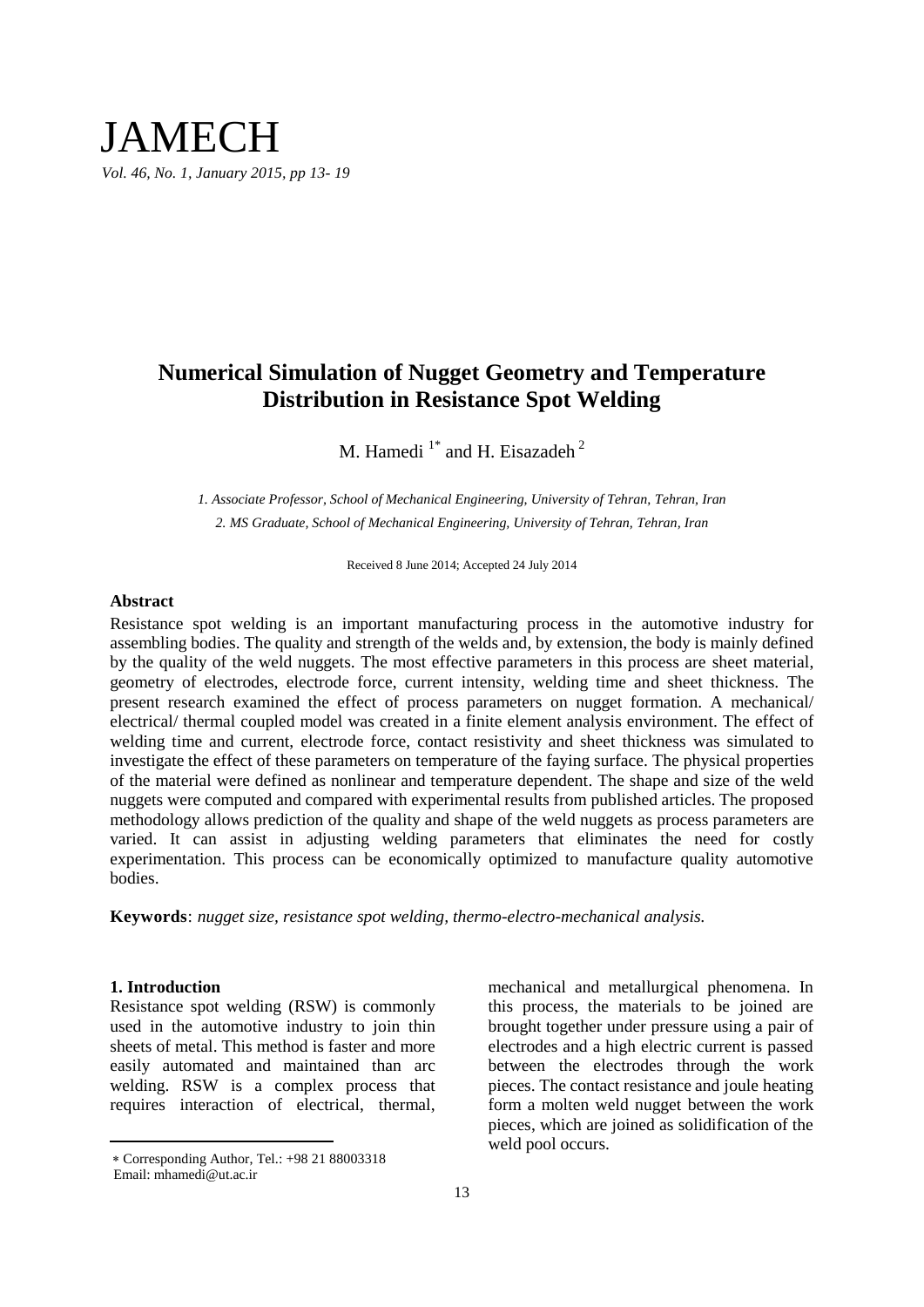# Numerical Simulation of Nugget Geometry and Temperature Distribution in Resistance Spot Welding

M. Hamedi [1*] and H. Eisazadeh [2]

*1. Associate Professor, School of Mechanical Engineering, University of Tehran, Tehran, Iran*

*2. MS Graduate, School of Mechanical Engineering, University of Tehran, Tehran, Iran*

Received 8 June 2014; Accepted 24 July 2014

## Abstract

Resistance spot welding is an important manufacturing process in the automotive industry for assembling bodies. The quality and strength of the welds and, by extension, the body is mainly defined by the quality of the weld nuggets. The most effective parameters in this process are sheet material, geometry of electrodes, electrode force, current intensity, welding time and sheet thickness. The present research examined the effect of process parameters on nugget formation. A mechanical/ electrical/ thermal coupled model was created in a finite element analysis environment. The effect of welding time and current, electrode force, contact resistivity and sheet thickness was simulated to investigate the effect of these parameters on temperature of the faying surface. The physical properties of the material were defined as nonlinear and temperature dependent. The shape and size of the weld nuggets were computed and compared with experimental results from published articles. The proposed methodology allows prediction of the quality and shape of the weld nuggets as process parameters are varied. It can assist in adjusting welding parameters that eliminates the need for costly experimentation. This process can be economically optimized to manufacture quality automotive bodies.

**Keywords**: *nugget size, resistance spot welding, thermo-electro-mechanical analysis.*

## 1. Introduction

Resistance spot welding (RSW) is commonly used in the automotive industry to join thin sheets of metal. This method is faster and more easily automated and maintained than arc welding. RSW is a complex process that requires interaction of electrical, thermal, mechanical and metallurgical phenomena. In this process, the materials to be joined are brought together under pressure using a pair of electrodes and a high electric current is passed between the electrodes through the work pieces. The contact resistance and joule heating form a molten weld nugget between the work pieces, which are joined as solidification of the weld pool occurs.

∗ Corresponding Author, Tel.: +98 21 88003318
Email: mhamedi@ut.ac.ir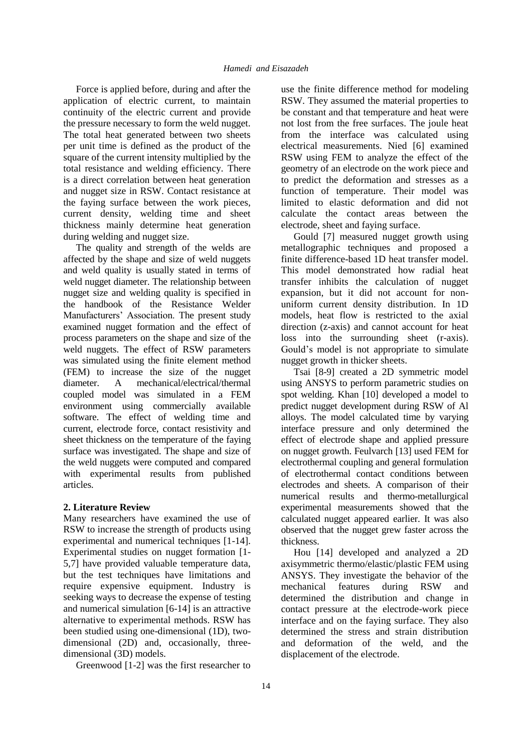Force is applied before, during and after the application of electric current, to maintain continuity of the electric current and provide the pressure necessary to form the weld nugget. The total heat generated between two sheets per unit time is defined as the product of the square of the current intensity multiplied by the total resistance and welding efficiency. There is a direct correlation between heat generation and nugget size in RSW. Contact resistance at the faying surface between the work pieces, current density, welding time and sheet thickness mainly determine heat generation during welding and nugget size.

The quality and strength of the welds are affected by the shape and size of weld nuggets and weld quality is usually stated in terms of weld nugget diameter. The relationship between nugget size and welding quality is specified in the handbook of the Resistance Welder Manufacturers' Association. The present study examined nugget formation and the effect of process parameters on the shape and size of the weld nuggets. The effect of RSW parameters was simulated using the finite element method (FEM) to increase the size of the nugget diameter. A mechanical/electrical/thermal coupled model was simulated in a FEM environment using commercially available software. The effect of welding time and current, electrode force, contact resistivity and sheet thickness on the temperature of the faying surface was investigated. The shape and size of the weld nuggets were computed and compared with experimental results from published articles.

## 2. Literature Review

Many researchers have examined the use of RSW to increase the strength of products using experimental and numerical techniques [1-14]. Experimental studies on nugget formation [1-5,7] have provided valuable temperature data, but the test techniques have limitations and require expensive equipment. Industry is seeking ways to decrease the expense of testing and numerical simulation [6-14] is an attractive alternative to experimental methods. RSW has been studied using one-dimensional (1D), two-dimensional (2D) and, occasionally, three-dimensional (3D) models.

Greenwood [1-2] was the first researcher to use the finite difference method for modeling RSW. They assumed the material properties to be constant and that temperature and heat were not lost from the free surfaces. The joule heat from the interface was calculated using electrical measurements. Nied [6] examined RSW using FEM to analyze the effect of the geometry of an electrode on the work piece and to predict the deformation and stresses as a function of temperature. Their model was limited to elastic deformation and did not calculate the contact areas between the electrode, sheet and faying surface.

Gould [7] measured nugget growth using metallographic techniques and proposed a finite difference-based 1D heat transfer model. This model demonstrated how radial heat transfer inhibits the calculation of nugget expansion, but it did not account for non-uniform current density distribution. In 1D models, heat flow is restricted to the axial direction (z-axis) and cannot account for heat loss into the surrounding sheet (r-axis). Gould's model is not appropriate to simulate nugget growth in thicker sheets.

Tsai [8-9] created a 2D symmetric model using ANSYS to perform parametric studies on spot welding. Khan [10] developed a model to predict nugget development during RSW of Al alloys. The model calculated time by varying interface pressure and only determined the effect of electrode shape and applied pressure on nugget growth. Feulvarch [13] used FEM for electrothermal coupling and general formulation of electrothermal contact conditions between electrodes and sheets. A comparison of their numerical results and thermo-metallurgical experimental measurements showed that the calculated nugget appeared earlier. It was also observed that the nugget grew faster across the thickness.

Hou [14] developed and analyzed a 2D axisymmetric thermo/elastic/plastic FEM using ANSYS. They investigate the behavior of the mechanical features during RSW and determined the distribution and change in contact pressure at the electrode-work piece interface and on the faying surface. They also determined the stress and strain distribution and deformation of the weld, and the displacement of the electrode.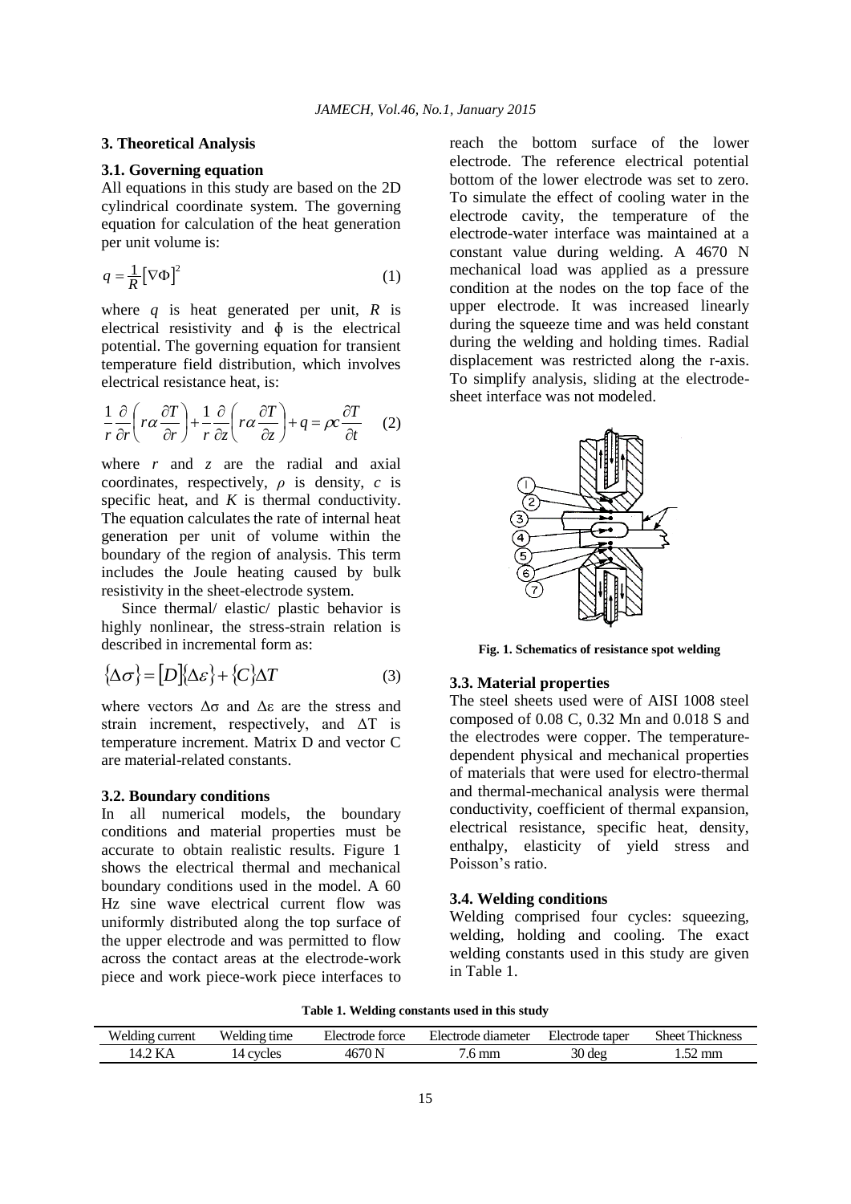### 3. Theoretical Analysis

#### 3.1. Governing equation

All equations in this study are based on the 2D cylindrical coordinate system. The governing equation for calculation of the heat generation per unit volume is:

$$q = \frac{1}{R}\left[\nabla\Phi\right]^2 \tag{1}$$

where *q* is heat generated per unit, *R* is electrical resistivity and ϕ is the electrical potential. The governing equation for transient temperature field distribution, which involves electrical resistance heat, is:

$$\frac{1}{r}\frac{\partial}{\partial r}\left(r\alpha\frac{\partial T}{\partial r}\right)+\frac{1}{r}\frac{\partial}{\partial z}\left(r\alpha\frac{\partial T}{\partial z}\right)+q=\rho c\frac{\partial T}{\partial t} \tag{2}$$

where *r* and *z* are the radial and axial coordinates, respectively, *ρ* is density, *c* is specific heat, and *K* is thermal conductivity. The equation calculates the rate of internal heat generation per unit of volume within the boundary of the region of analysis. This term includes the Joule heating caused by bulk resistivity in the sheet-electrode system.

Since thermal/ elastic/ plastic behavior is highly nonlinear, the stress-strain relation is described in incremental form as:

$$\{\Delta\sigma\} = [D]\{\Delta\varepsilon\} + \{C\}\Delta T \tag{3}$$

where vectors Δσ and Δε are the stress and strain increment, respectively, and ΔT is temperature increment. Matrix D and vector C are material-related constants.

#### 3.2. Boundary conditions

In all numerical models, the boundary conditions and material properties must be accurate to obtain realistic results. Figure 1 shows the electrical thermal and mechanical boundary conditions used in the model. A 60 Hz sine wave electrical current flow was uniformly distributed along the top surface of the upper electrode and was permitted to flow across the contact areas at the electrode-work piece and work piece-work piece interfaces to reach the bottom surface of the lower electrode. The reference electrical potential bottom of the lower electrode was set to zero. To simulate the effect of cooling water in the electrode cavity, the temperature of the electrode-water interface was maintained at a constant value during welding. A 4670 N mechanical load was applied as a pressure condition at the nodes on the top face of the upper electrode. It was increased linearly during the squeeze time and was held constant during the welding and holding times. Radial displacement was restricted along the r-axis. To simplify analysis, sliding at the electrode-sheet interface was not modeled.

**Fig. 1. Schematics of resistance spot welding**

#### 3.3. Material properties

The steel sheets used were of AISI 1008 steel composed of 0.08 C, 0.32 Mn and 0.018 S and the electrodes were copper. The temperature-dependent physical and mechanical properties of materials that were used for electro-thermal and thermal-mechanical analysis were thermal conductivity, coefficient of thermal expansion, electrical resistance, specific heat, density, enthalpy, elasticity of yield stress and Poisson's ratio.

#### 3.4. Welding conditions

Welding comprised four cycles: squeezing, welding, holding and cooling. The exact welding constants used in this study are given in Table 1.

**Table 1. Welding constants used in this study**

| Welding current | Welding time | Electrode force | Electrode diameter | Electrode taper | Sheet Thickness |
|---|---|---|---|---|---|
| 14.2 KA | 14 cycles | 4670 N | 7.6 mm | 30 deg | 1.52 mm |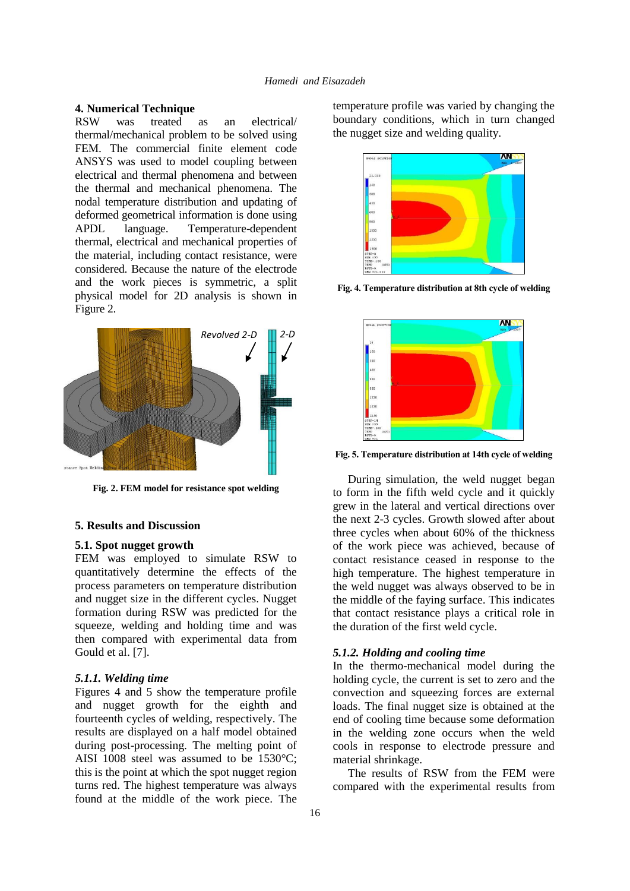## 4. Numerical Technique

RSW was treated as an electrical/ thermal/mechanical problem to be solved using FEM. The commercial finite element code ANSYS was used to model coupling between electrical and thermal phenomena and between the thermal and mechanical phenomena. The nodal temperature distribution and updating of deformed geometrical information is done using APDL language. Temperature-dependent thermal, electrical and mechanical properties of the material, including contact resistance, were considered. Because the nature of the electrode and the work pieces is symmetric, a split physical model for 2D analysis is shown in Figure 2.

**Fig. 2. FEM model for resistance spot welding**

## 5. Results and Discussion

### 5.1. Spot nugget growth

FEM was employed to simulate RSW to quantitatively determine the effects of the process parameters on temperature distribution and nugget size in the different cycles. Nugget formation during RSW was predicted for the squeeze, welding and holding time and was then compared with experimental data from Gould et al. [7].

#### *5.1.1. Welding time*

Figures 4 and 5 show the temperature profile and nugget growth for the eighth and fourteenth cycles of welding, respectively. The results are displayed on a half model obtained during post-processing. The melting point of AISI 1008 steel was assumed to be 1530°C; this is the point at which the spot nugget region turns red. The highest temperature was always found at the middle of the work piece. The temperature profile was varied by changing the boundary conditions, which in turn changed the nugget size and welding quality.

**Fig. 4. Temperature distribution at 8th cycle of welding**

**Fig. 5. Temperature distribution at 14th cycle of welding**

During simulation, the weld nugget began to form in the fifth weld cycle and it quickly grew in the lateral and vertical directions over the next 2-3 cycles. Growth slowed after about three cycles when about 60% of the thickness of the work piece was achieved, because of contact resistance ceased in response to the high temperature. The highest temperature in the weld nugget was always observed to be in the middle of the faying surface. This indicates that contact resistance plays a critical role in the duration of the first weld cycle.

#### *5.1.2. Holding and cooling time*

In the thermo-mechanical model during the holding cycle, the current is set to zero and the convection and squeezing forces are external loads. The final nugget size is obtained at the end of cooling time because some deformation in the welding zone occurs when the weld cools in response to electrode pressure and material shrinkage.

The results of RSW from the FEM were compared with the experimental results from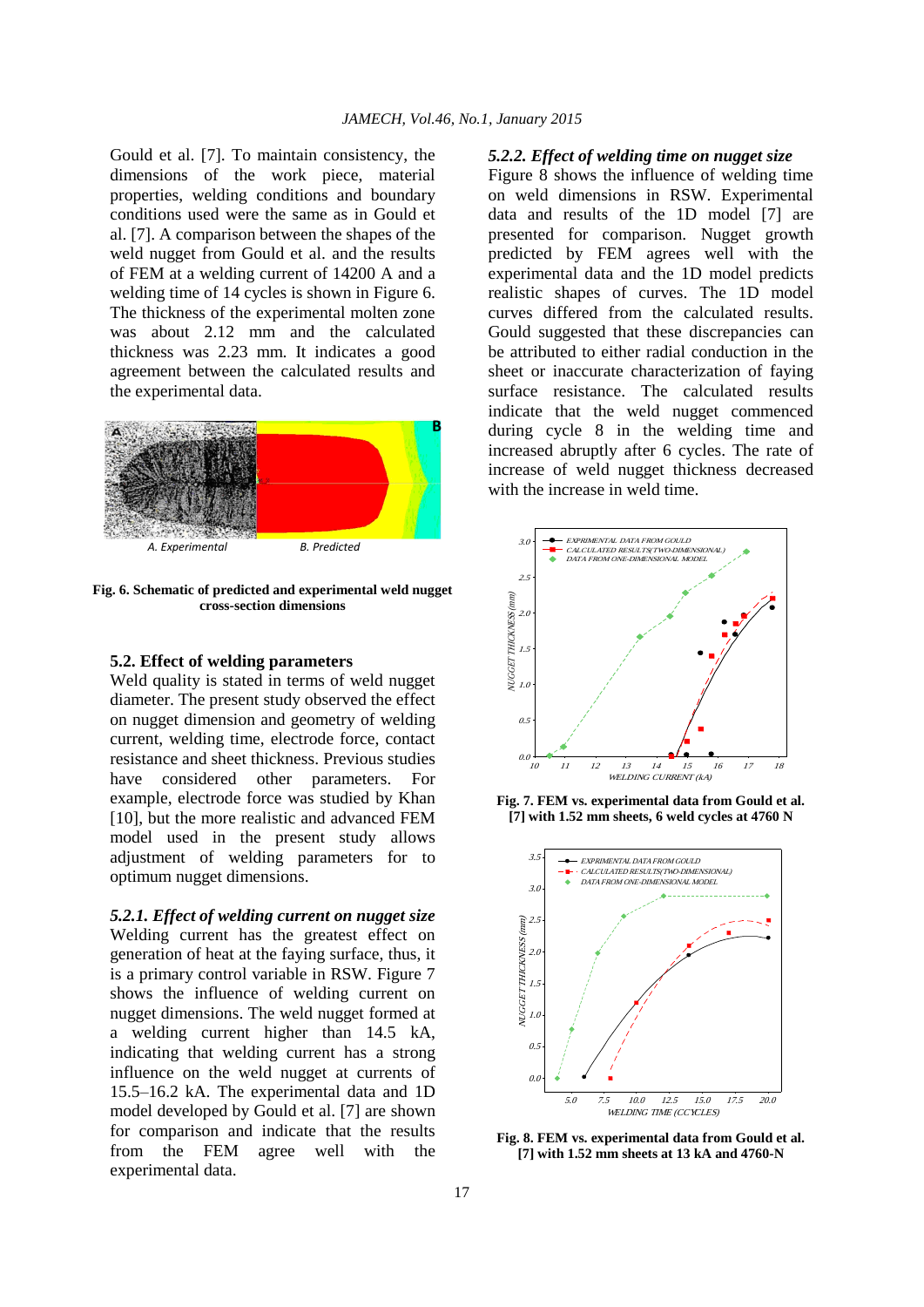Gould et al. [7]. To maintain consistency, the dimensions of the work piece, material properties, welding conditions and boundary conditions used were the same as in Gould et al. [7]. A comparison between the shapes of the weld nugget from Gould et al. and the results of FEM at a welding current of 14200 A and a welding time of 14 cycles is shown in Figure 6. The thickness of the experimental molten zone was about 2.12 mm and the calculated thickness was 2.23 mm. It indicates a good agreement between the calculated results and the experimental data.

A. Experimental    B. Predicted

**Fig. 6. Schematic of predicted and experimental weld nugget cross-section dimensions**

## 5.2. Effect of welding parameters

Weld quality is stated in terms of weld nugget diameter. The present study observed the effect on nugget dimension and geometry of welding current, welding time, electrode force, contact resistance and sheet thickness. Previous studies have considered other parameters. For example, electrode force was studied by Khan [10], but the more realistic and advanced FEM model used in the present study allows adjustment of welding parameters for to optimum nugget dimensions.

### *5.2.1. Effect of welding current on nugget size*

Welding current has the greatest effect on generation of heat at the faying surface, thus, it is a primary control variable in RSW. Figure 7 shows the influence of welding current on nugget dimensions. The weld nugget formed at a welding current higher than 14.5 kA, indicating that welding current has a strong influence on the weld nugget at currents of 15.5–16.2 kA. The experimental data and 1D model developed by Gould et al. [7] are shown for comparison and indicate that the results from the FEM agree well with the experimental data.

### *5.2.2. Effect of welding time on nugget size*

Figure 8 shows the influence of welding time on weld dimensions in RSW. Experimental data and results of the 1D model [7] are presented for comparison. Nugget growth predicted by FEM agrees well with the experimental data and the 1D model predicts realistic shapes of curves. The 1D model curves differed from the calculated results. Gould suggested that these discrepancies can be attributed to either radial conduction in the sheet or inaccurate characterization of faying surface resistance. The calculated results indicate that the weld nugget commenced during cycle 8 in the welding time and increased abruptly after 6 cycles. The rate of increase of weld nugget thickness decreased with the increase in weld time.

**Fig. 7. FEM vs. experimental data from Gould et al. [7] with 1.52 mm sheets, 6 weld cycles at 4760 N**

**Fig. 8. FEM vs. experimental data from Gould et al. [7] with 1.52 mm sheets at 13 kA and 4760-N**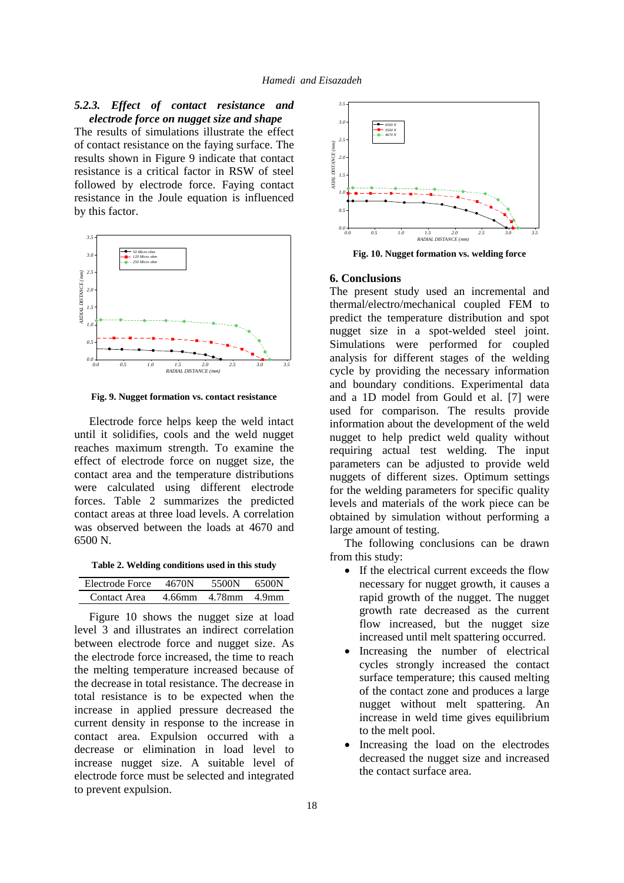### 5.2.3. *Effect of contact resistance and electrode force on nugget size and shape*

The results of simulations illustrate the effect of contact resistance on the faying surface. The results shown in Figure 9 indicate that contact resistance is a critical factor in RSW of steel followed by electrode force. Faying contact resistance in the Joule equation is influenced by this factor.

**Fig. 9. Nugget formation vs. contact resistance**

Electrode force helps keep the weld intact until it solidifies, cools and the weld nugget reaches maximum strength. To examine the effect of electrode force on nugget size, the contact area and the temperature distributions were calculated using different electrode forces. Table 2 summarizes the predicted contact areas at three load levels. A correlation was observed between the loads at 4670 and 6500 N.

**Table 2. Welding conditions used in this study**

| Electrode Force | 4670N | 5500N | 6500N |
|---|---|---|---|
| Contact Area | 4.66mm | 4.78mm | 4.9mm |

Figure 10 shows the nugget size at load level 3 and illustrates an indirect correlation between electrode force and nugget size. As the electrode force increased, the time to reach the melting temperature increased because of the decrease in total resistance. The decrease in total resistance is to be expected when the increase in applied pressure decreased the current density in response to the increase in contact area. Expulsion occurred with a decrease or elimination in load level to increase nugget size. A suitable level of electrode force must be selected and integrated to prevent expulsion.

**Fig. 10. Nugget formation vs. welding force**

## 6. Conclusions

The present study used an incremental and thermal/electro/mechanical coupled FEM to predict the temperature distribution and spot nugget size in a spot-welded steel joint. Simulations were performed for coupled analysis for different stages of the welding cycle by providing the necessary information and boundary conditions. Experimental data and a 1D model from Gould et al. [7] were used for comparison. The results provide information about the development of the weld nugget to help predict weld quality without requiring actual test welding. The input parameters can be adjusted to provide weld nuggets of different sizes. Optimum settings for the welding parameters for specific quality levels and materials of the work piece can be obtained by simulation without performing a large amount of testing.

The following conclusions can be drawn from this study:

- If the electrical current exceeds the flow necessary for nugget growth, it causes a rapid growth of the nugget. The nugget growth rate decreased as the current flow increased, but the nugget size increased until melt spattering occurred.
- Increasing the number of electrical cycles strongly increased the contact surface temperature; this caused melting of the contact zone and produces a large nugget without melt spattering. An increase in weld time gives equilibrium to the melt pool.
- Increasing the load on the electrodes decreased the nugget size and increased the contact surface area.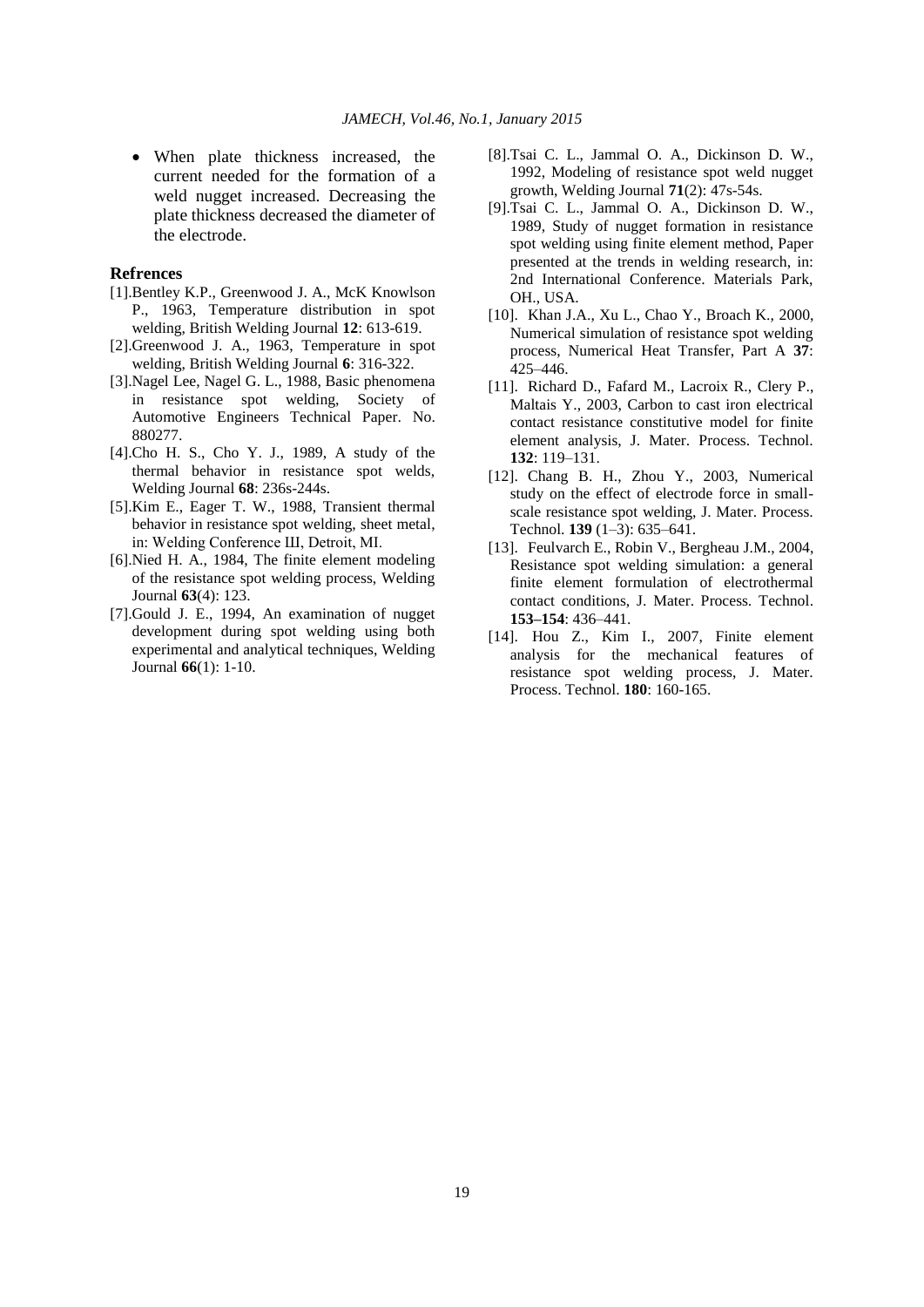- When plate thickness increased, the current needed for the formation of a weld nugget increased. Decreasing the plate thickness decreased the diameter of the electrode.

## Refrences

[1].Bentley K.P., Greenwood J. A., McK Knowlson P., 1963, Temperature distribution in spot welding, British Welding Journal **12**: 613-619.

[2].Greenwood J. A., 1963, Temperature in spot welding, British Welding Journal **6**: 316-322.

[3].Nagel Lee, Nagel G. L., 1988, Basic phenomena in resistance spot welding, Society of Automotive Engineers Technical Paper. No. 880277.

[4].Cho H. S., Cho Y. J., 1989, A study of the thermal behavior in resistance spot welds, Welding Journal **68**: 236s-244s.

[5].Kim E., Eager T. W., 1988, Transient thermal behavior in resistance spot welding, sheet metal, in: Welding Conference III, Detroit, MI.

[6].Nied H. A., 1984, The finite element modeling of the resistance spot welding process, Welding Journal **63**(4): 123.

[7].Gould J. E., 1994, An examination of nugget development during spot welding using both experimental and analytical techniques, Welding Journal **66**(1): 1-10.

[8].Tsai C. L., Jammal O. A., Dickinson D. W., 1992, Modeling of resistance spot weld nugget growth, Welding Journal **71**(2): 47s-54s.

[9].Tsai C. L., Jammal O. A., Dickinson D. W., 1989, Study of nugget formation in resistance spot welding using finite element method, Paper presented at the trends in welding research, in: 2nd International Conference. Materials Park, OH., USA.

[10]. Khan J.A., Xu L., Chao Y., Broach K., 2000, Numerical simulation of resistance spot welding process, Numerical Heat Transfer, Part A **37**: 425–446.

[11]. Richard D., Fafard M., Lacroix R., Clery P., Maltais Y., 2003, Carbon to cast iron electrical contact resistance constitutive model for finite element analysis, J. Mater. Process. Technol. **132**: 119–131.

[12]. Chang B. H., Zhou Y., 2003, Numerical study on the effect of electrode force in small-scale resistance spot welding, J. Mater. Process. Technol. **139** (1–3): 635–641.

[13]. Feulvarch E., Robin V., Bergheau J.M., 2004, Resistance spot welding simulation: a general finite element formulation of electrothermal contact conditions, J. Mater. Process. Technol. **153–154**: 436–441.

[14]. Hou Z., Kim I., 2007, Finite element analysis for the mechanical features of resistance spot welding process, J. Mater. Process. Technol. **180**: 160-165.